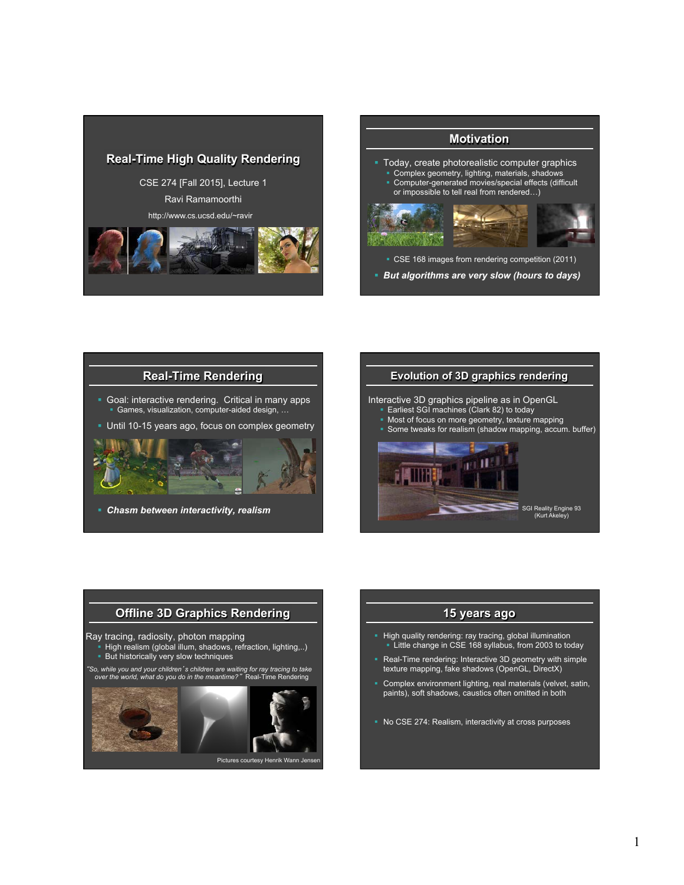# Real-Time High Quality Rendering

CSE 274 [Fall 2015], Lecture 1

Ravi Ramamoorthi

http://www.cs.ucsd.edu/~ravir

## Motivation

- Today, create photorealistic computer graphics
  - Complex geometry, lighting, materials, shadows
  - Computer-generated movies/special effects (difficult or impossible to tell real from rendered…)
  - CSE 168 images from rendering competition (2011)
- ***But algorithms are very slow (hours to days)***

## Real-Time Rendering

- Goal: interactive rendering. Critical in many apps
  - Games, visualization, computer-aided design, …
- Until 10-15 years ago, focus on complex geometry
- ***Chasm between interactivity, realism***

## Evolution of 3D graphics rendering

Interactive 3D graphics pipeline as in OpenGL
- Earliest SGI machines (Clark 82) to today
- Most of focus on more geometry, texture mapping
- Some tweaks for realism (shadow mapping, accum. buffer)

SGI Reality Engine 93 (Kurt Akeley)

## Offline 3D Graphics Rendering

Ray tracing, radiosity, photon mapping
- High realism (global illum, shadows, refraction, lighting,..)
- But historically very slow techniques

*"So, while you and your children's children are waiting for ray tracing to take over the world, what do you do in the meantime?"* Real-Time Rendering

Pictures courtesy Henrik Wann Jensen

## 15 years ago

- High quality rendering: ray tracing, global illumination
  - Little change in CSE 168 syllabus, from 2003 to today
- Real-Time rendering: Interactive 3D geometry with simple texture mapping, fake shadows (OpenGL, DirectX)
- Complex environment lighting, real materials (velvet, satin, paints), soft shadows, caustics often omitted in both
- No CSE 274: Realism, interactivity at cross purposes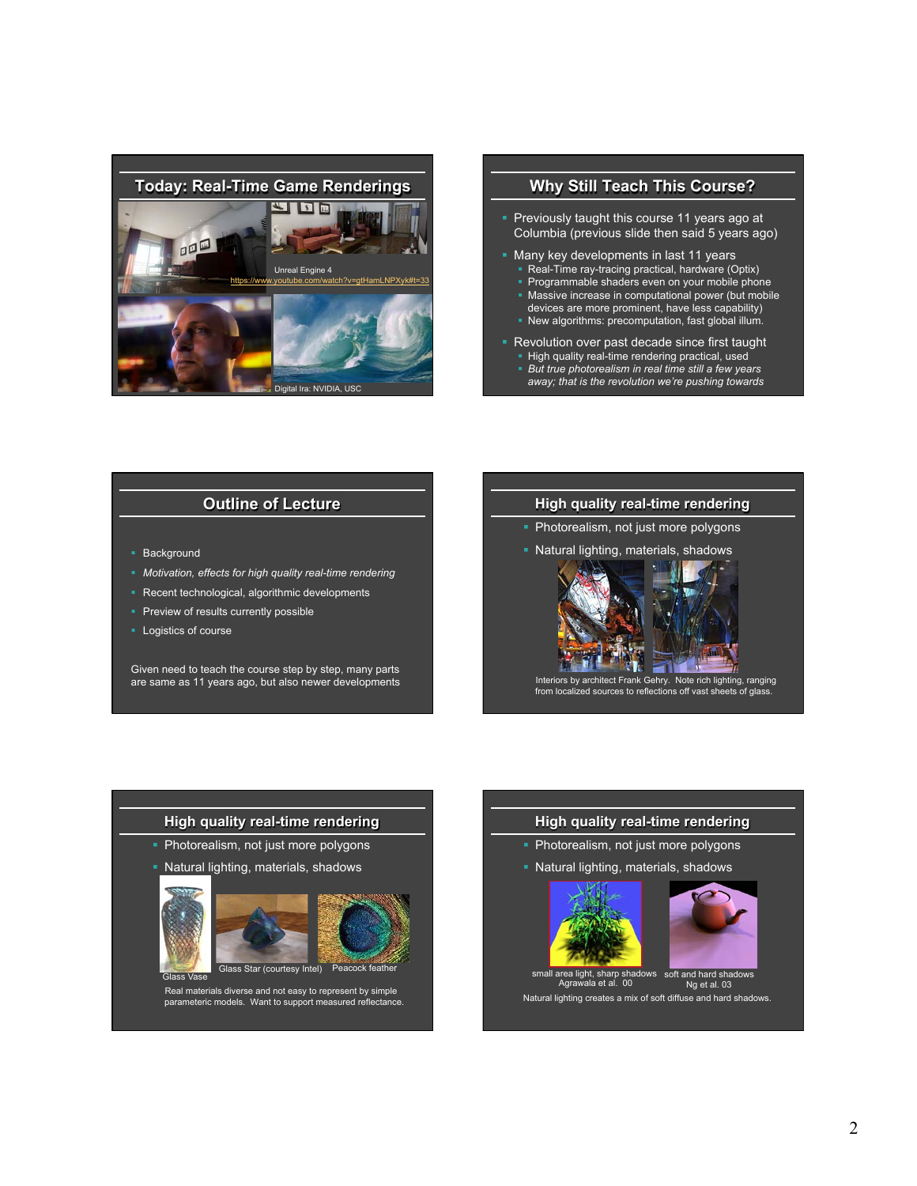## Today: Real-Time Game Renderings

Unreal Engine 4
https://www.youtube.com/watch?v=gtHamLNPXyk#t=33

Digital Ira: NVIDIA, USC

## Why Still Teach This Course?

- Previously taught this course 11 years ago at Columbia (previous slide then said 5 years ago)
- Many key developments in last 11 years
  - Real-Time ray-tracing practical, hardware (Optix)
  - Programmable shaders even on your mobile phone
  - Massive increase in computational power (but mobile devices are more prominent, have less capability)
  - New algorithms: precomputation, fast global illum.
- Revolution over past decade since first taught
  - High quality real-time rendering practical, used
  - *But true photorealism in real time still a few years away; that is the revolution we're pushing towards*

## Outline of Lecture

- Background
- *Motivation, effects for high quality real-time rendering*
- Recent technological, algorithmic developments
- Preview of results currently possible
- Logistics of course

Given need to teach the course step by step, many parts are same as 11 years ago, but also newer developments

## High quality real-time rendering

- Photorealism, not just more polygons
- Natural lighting, materials, shadows

Interiors by architect Frank Gehry. Note rich lighting, ranging from localized sources to reflections off vast sheets of glass.

## High quality real-time rendering

- Photorealism, not just more polygons
- Natural lighting, materials, shadows

Glass Vase

Glass Star (courtesy Intel)

Peacock feather

Real materials diverse and not easy to represent by simple parameteric models. Want to support measured reflectance.

## High quality real-time rendering

- Photorealism, not just more polygons
- Natural lighting, materials, shadows

small area light, sharp shadows
Agrawala et al. 00

soft and hard shadows
Ng et al. 03

Natural lighting creates a mix of soft diffuse and hard shadows.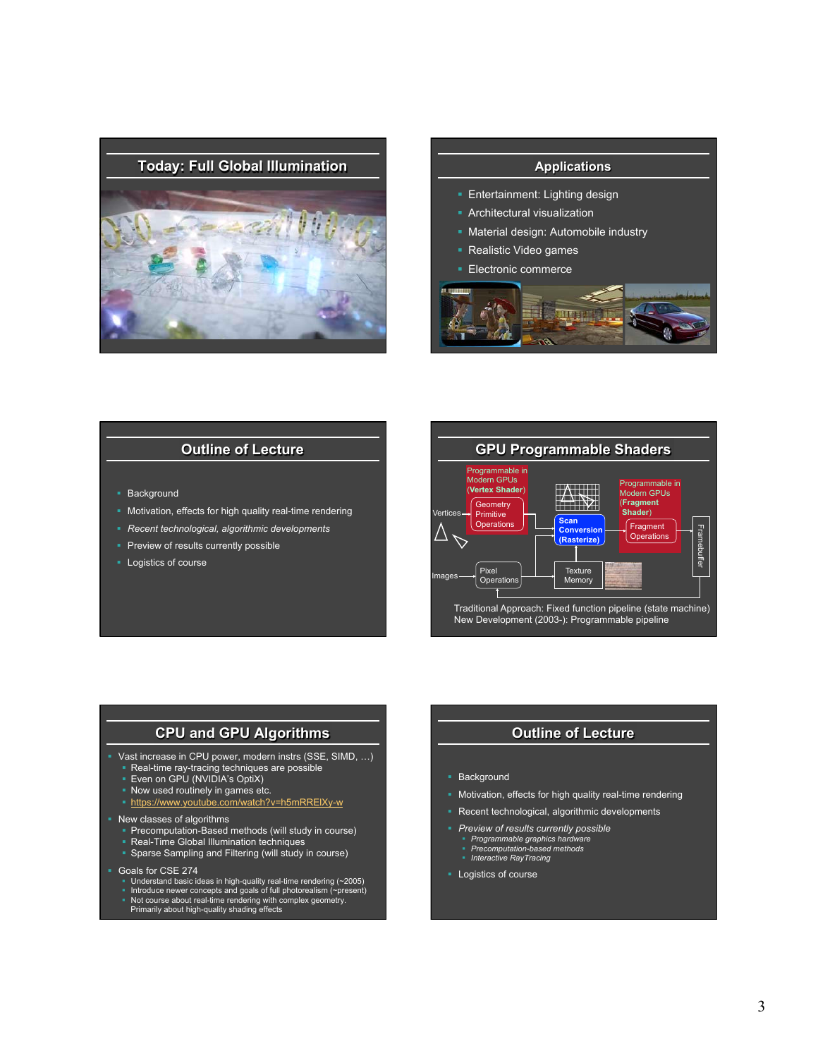## Today: Full Global Illumination

## Applications

- Entertainment: Lighting design
- Architectural visualization
- Material design: Automobile industry
- Realistic Video games
- Electronic commerce

## Outline of Lecture

- Background
- Motivation, effects for high quality real-time rendering
- *Recent technological, algorithmic developments*
- Preview of results currently possible
- Logistics of course

## GPU Programmable Shaders

Programmable in Modern GPUs (**Vertex Shader**)

Programmable in Modern GPUs (**Fragment Shader**)

Vertices → Geometry Primitive Operations → Scan Conversion (Rasterize) → Fragment Operations → Framebuffer

Images → Pixel Operations → Texture Memory

Traditional Approach: Fixed function pipeline (state machine)
New Development (2003-): Programmable pipeline

## CPU and GPU Algorithms

- Vast increase in CPU power, modern instrs (SSE, SIMD, …)
  - Real-time ray-tracing techniques are possible
  - Even on GPU (NVIDIA's OptiX)
  - Now used routinely in games etc.
  - https://www.youtube.com/watch?v=h5mRRElXy-w
- New classes of algorithms
  - Precomputation-Based methods (will study in course)
  - Real-Time Global Illumination techniques
  - Sparse Sampling and Filtering (will study in course)
- Goals for CSE 274
  - Understand basic ideas in high-quality real-time rendering (~2005)
  - Introduce newer concepts and goals of full photorealism (~present)
  - Not course about real-time rendering with complex geometry. Primarily about high-quality shading effects

## Outline of Lecture

- Background
- Motivation, effects for high quality real-time rendering
- Recent technological, algorithmic developments
- *Preview of results currently possible*
  - *Programmable graphics hardware*
  - *Precomputation-based methods*
  - *Interactive RayTracing*
- Logistics of course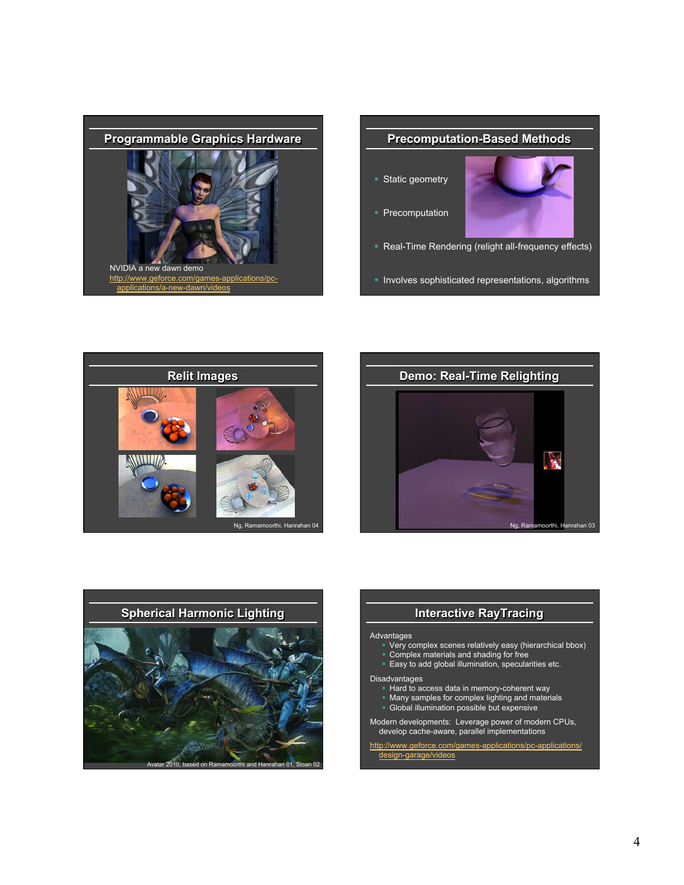## Programmable Graphics Hardware

NVIDIA a new dawn demo
http://www.geforce.com/games-applications/pc-applications/a-new-dawn/videos

## Precomputation-Based Methods

- Static geometry
- Precomputation
- Real-Time Rendering (relight all-frequency effects)
- Involves sophisticated representations, algorithms

## Relit Images

Ng, Ramamoorthi, Hanrahan 04

## Demo: Real-Time Relighting

Ng, Ramamoorthi, Hanrahan 03

## Spherical Harmonic Lighting

Avatar 2010, based on Ramamoorthi and Hanrahan 01, Sloan 02

## Interactive RayTracing

Advantages
- Very complex scenes relatively easy (hierarchical bbox)
- Complex materials and shading for free
- Easy to add global illumination, specularities etc.

Disadvantages
- Hard to access data in memory-coherent way
- Many samples for complex lighting and materials
- Global illumination possible but expensive

Modern developments: Leverage power of modern CPUs, develop cache-aware, parallel implementations

http://www.geforce.com/games-applications/pc-applications/design-garage/videos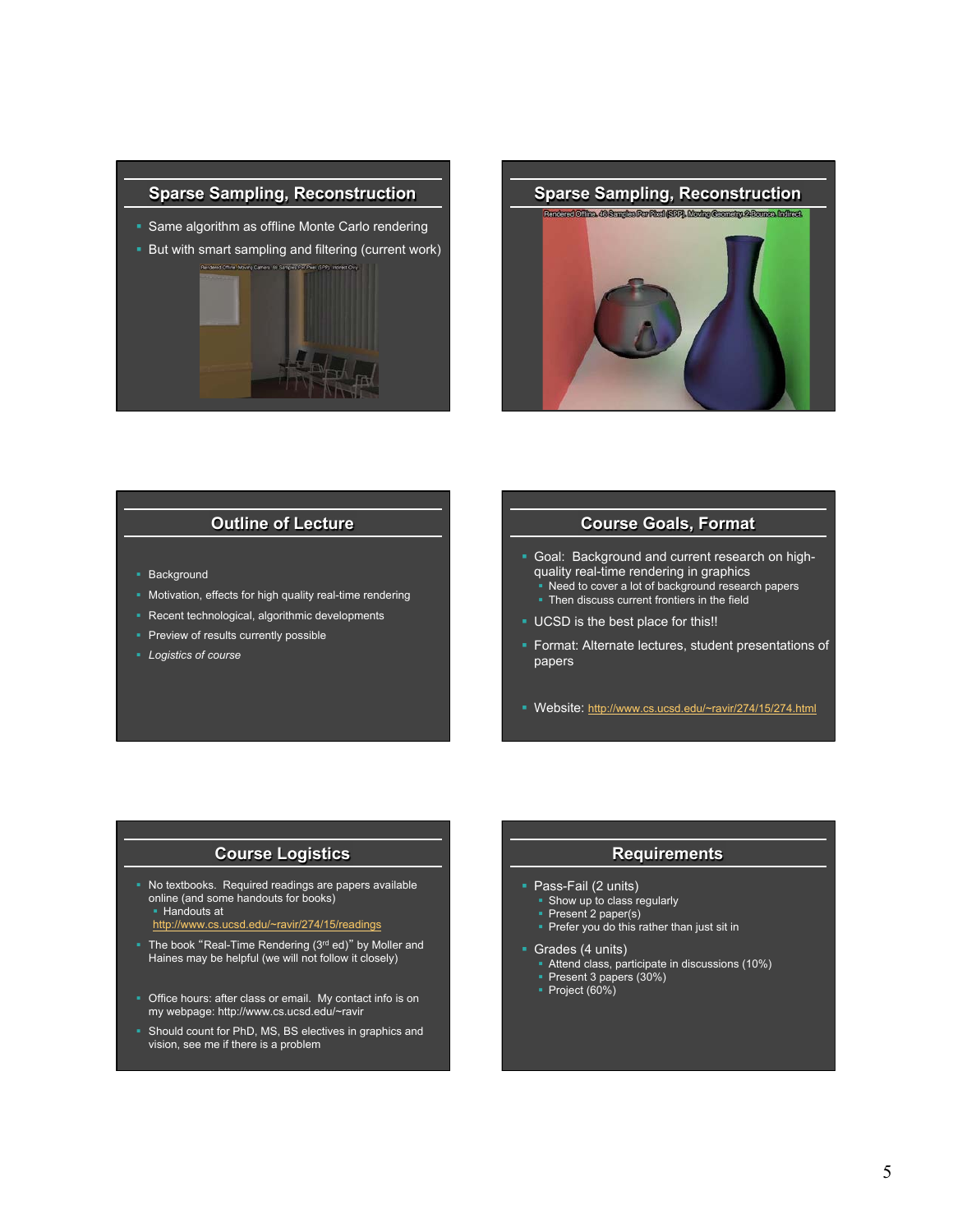## Sparse Sampling, Reconstruction

- Same algorithm as offline Monte Carlo rendering
- But with smart sampling and filtering (current work)

## Sparse Sampling, Reconstruction

## Outline of Lecture

- Background
- Motivation, effects for high quality real-time rendering
- Recent technological, algorithmic developments
- Preview of results currently possible
- *Logistics of course*

## Course Goals, Format

- Goal: Background and current research on high-quality real-time rendering in graphics
  - Need to cover a lot of background research papers
  - Then discuss current frontiers in the field
- UCSD is the best place for this!!
- Format: Alternate lectures, student presentations of papers
- Website: http://www.cs.ucsd.edu/~ravir/274/15/274.html

## Course Logistics

- No textbooks. Required readings are papers available online (and some handouts for books)
  - Handouts at http://www.cs.ucsd.edu/~ravir/274/15/readings
- The book "Real-Time Rendering (3rd ed)" by Moller and Haines may be helpful (we will not follow it closely)
- Office hours: after class or email. My contact info is on my webpage: http://www.cs.ucsd.edu/~ravir
- Should count for PhD, MS, BS electives in graphics and vision, see me if there is a problem

## Requirements

- Pass-Fail (2 units)
  - Show up to class regularly
  - Present 2 paper(s)
  - Prefer you do this rather than just sit in
- Grades (4 units)
  - Attend class, participate in discussions (10%)
  - Present 3 papers (30%)
  - Project (60%)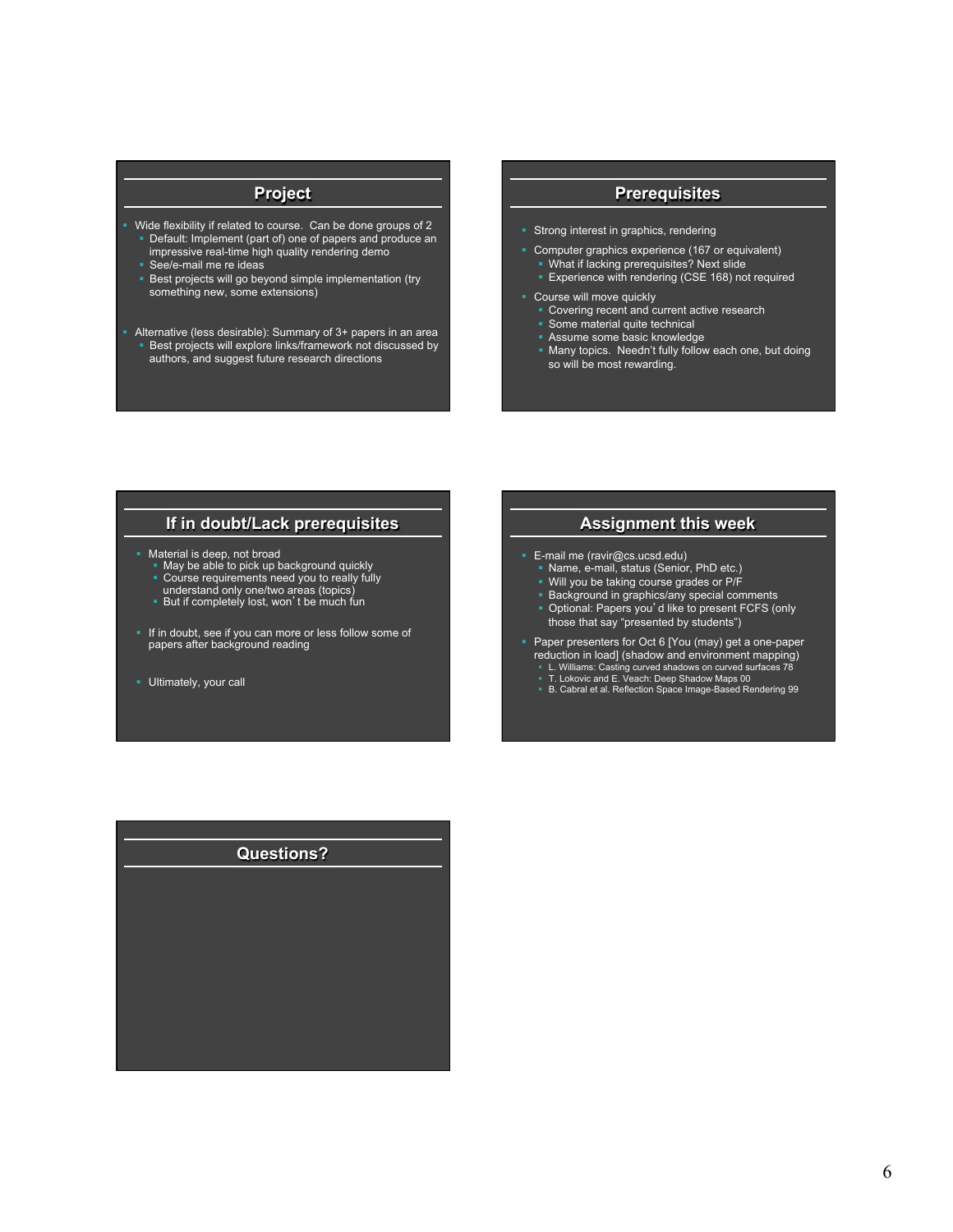## Project

- Wide flexibility if related to course. Can be done groups of 2
  - Default: Implement (part of) one of papers and produce an impressive real-time high quality rendering demo
  - See/e-mail me re ideas
  - Best projects will go beyond simple implementation (try something new, some extensions)
- Alternative (less desirable): Summary of 3+ papers in an area
  - Best projects will explore links/framework not discussed by authors, and suggest future research directions

## Prerequisites

- Strong interest in graphics, rendering
- Computer graphics experience (167 or equivalent)
  - What if lacking prerequisites? Next slide
  - Experience with rendering (CSE 168) not required
- Course will move quickly
  - Covering recent and current active research
  - Some material quite technical
  - Assume some basic knowledge
  - Many topics. Needn't fully follow each one, but doing so will be most rewarding.

## If in doubt/Lack prerequisites

- Material is deep, not broad
  - May be able to pick up background quickly
  - Course requirements need you to really fully understand only one/two areas (topics)
  - But if completely lost, won't be much fun
- If in doubt, see if you can more or less follow some of papers after background reading
- Ultimately, your call

## Assignment this week

- E-mail me (ravir@cs.ucsd.edu)
  - Name, e-mail, status (Senior, PhD etc.)
  - Will you be taking course grades or P/F
  - Background in graphics/any special comments
  - Optional: Papers you'd like to present FCFS (only those that say "presented by students")
- Paper presenters for Oct 6 [You (may) get a one-paper reduction in load] (shadow and environment mapping)
  - L. Williams: Casting curved shadows on curved surfaces 78
  - T. Lokovic and E. Veach: Deep Shadow Maps 00
  - B. Cabral et al. Reflection Space Image-Based Rendering 99

## Questions?